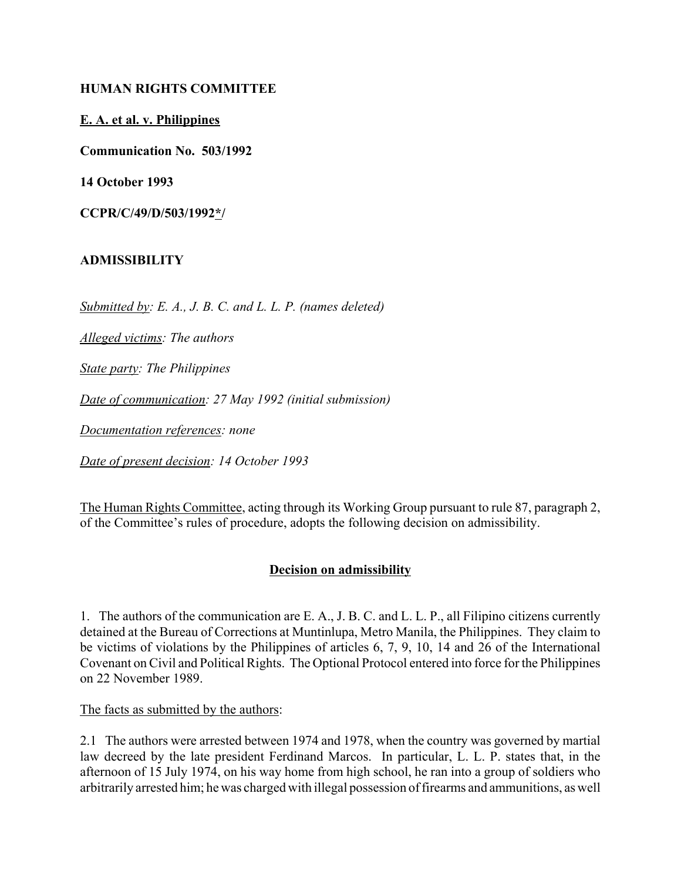**HUMAN RIGHTS COMMITTEE**

**E. A. et al. v. Philippines**

**Communication No. 503/1992**

**14 October 1993**

**CCPR/C/49/D/503/1992*/**

**ADMISSIBILITY**

*Submitted by: E. A., J. B. C. and L. L. P. (names deleted)*

*Alleged victims: The authors*

*State party: The Philippines*

*Date of communication: 27 May 1992 (initial submission)*

*Documentation references: none*

*Date of present decision: 14 October 1993*

The Human Rights Committee, acting through its Working Group pursuant to rule 87, paragraph 2, of the Committee's rules of procedure, adopts the following decision on admissibility.

**Decision on admissibility**

1. The authors of the communication are E. A., J. B. C. and L. L. P., all Filipino citizens currently detained at the Bureau of Corrections at Muntinlupa, Metro Manila, the Philippines. They claim to be victims of violations by the Philippines of articles 6, 7, 9, 10, 14 and 26 of the International Covenant on Civil and Political Rights. The Optional Protocol entered into force for the Philippines on 22 November 1989.

The facts as submitted by the authors:

2.1 The authors were arrested between 1974 and 1978, when the country was governed by martial law decreed by the late president Ferdinand Marcos. In particular, L. L. P. states that, in the afternoon of 15 July 1974, on his way home from high school, he ran into a group of soldiers who arbitrarily arrested him; he was charged with illegal possession of firearms and ammunitions, as well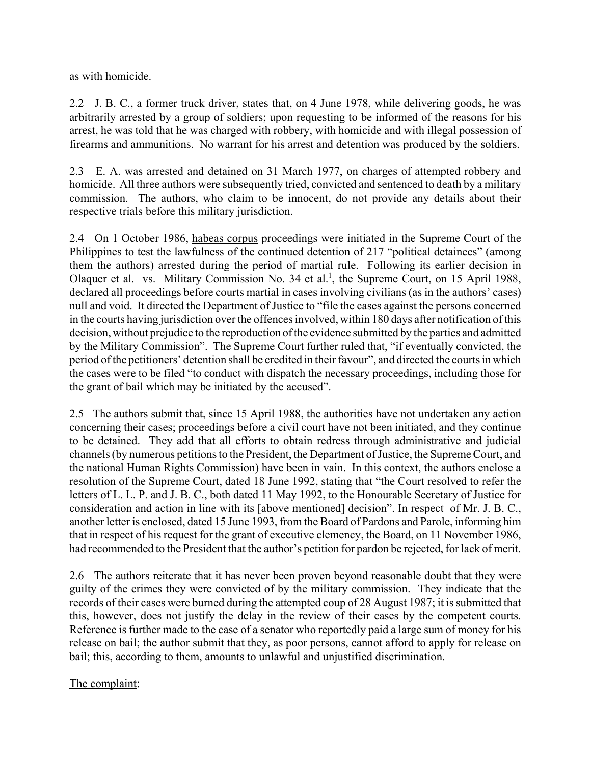as with homicide.

2.2 J. B. C., a former truck driver, states that, on 4 June 1978, while delivering goods, he was arbitrarily arrested by a group of soldiers; upon requesting to be informed of the reasons for his arrest, he was told that he was charged with robbery, with homicide and with illegal possession of firearms and ammunitions. No warrant for his arrest and detention was produced by the soldiers.

2.3 E. A. was arrested and detained on 31 March 1977, on charges of attempted robbery and homicide. All three authors were subsequently tried, convicted and sentenced to death by a military commission. The authors, who claim to be innocent, do not provide any details about their respective trials before this military jurisdiction.

2.4 On 1 October 1986, habeas corpus proceedings were initiated in the Supreme Court of the Philippines to test the lawfulness of the continued detention of 217 "political detainees" (among them the authors) arrested during the period of martial rule. Following its earlier decision in Olaquer et al. vs. Military Commission No. 34 et al.[1], the Supreme Court, on 15 April 1988, declared all proceedings before courts martial in cases involving civilians (as in the authors' cases) null and void. It directed the Department of Justice to "file the cases against the persons concerned in the courts having jurisdiction over the offences involved, within 180 days after notification of this decision, without prejudice to the reproduction of the evidence submitted by the parties and admitted by the Military Commission". The Supreme Court further ruled that, "if eventually convicted, the period of the petitioners' detention shall be credited in their favour", and directed the courts in which the cases were to be filed "to conduct with dispatch the necessary proceedings, including those for the grant of bail which may be initiated by the accused".

2.5 The authors submit that, since 15 April 1988, the authorities have not undertaken any action concerning their cases; proceedings before a civil court have not been initiated, and they continue to be detained. They add that all efforts to obtain redress through administrative and judicial channels (by numerous petitions to the President, the Department of Justice, the Supreme Court, and the national Human Rights Commission) have been in vain. In this context, the authors enclose a resolution of the Supreme Court, dated 18 June 1992, stating that "the Court resolved to refer the letters of L. L. P. and J. B. C., both dated 11 May 1992, to the Honourable Secretary of Justice for consideration and action in line with its [above mentioned] decision". In respect of Mr. J. B. C., another letter is enclosed, dated 15 June 1993, from the Board of Pardons and Parole, informing him that in respect of his request for the grant of executive clemency, the Board, on 11 November 1986, had recommended to the President that the author's petition for pardon be rejected, for lack of merit.

2.6 The authors reiterate that it has never been proven beyond reasonable doubt that they were guilty of the crimes they were convicted of by the military commission. They indicate that the records of their cases were burned during the attempted coup of 28 August 1987; it is submitted that this, however, does not justify the delay in the review of their cases by the competent courts. Reference is further made to the case of a senator who reportedly paid a large sum of money for his release on bail; the author submit that they, as poor persons, cannot afford to apply for release on bail; this, according to them, amounts to unlawful and unjustified discrimination.

The complaint: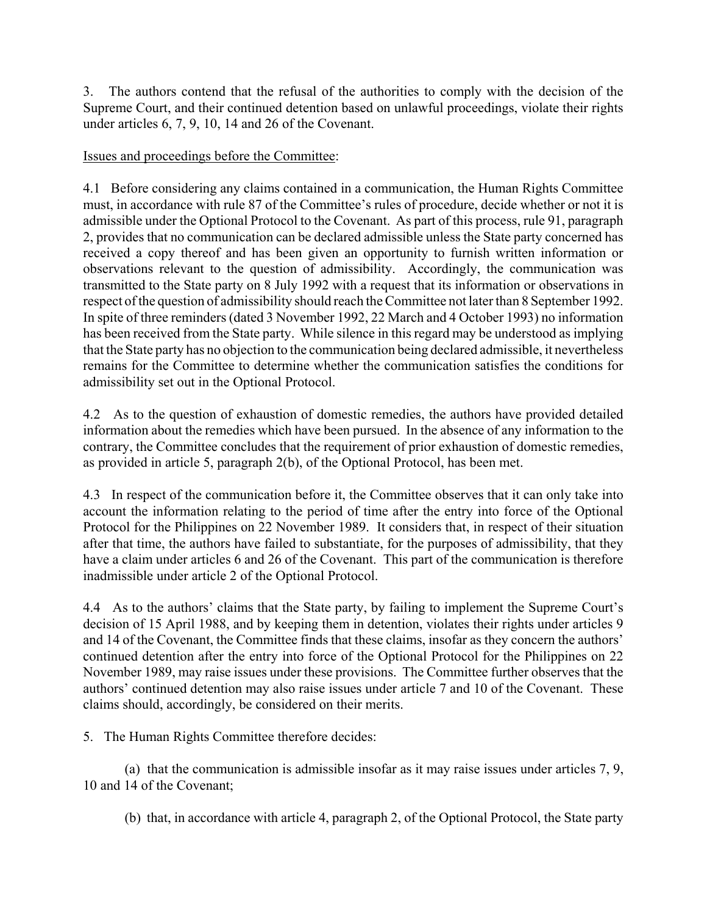3. The authors contend that the refusal of the authorities to comply with the decision of the Supreme Court, and their continued detention based on unlawful proceedings, violate their rights under articles 6, 7, 9, 10, 14 and 26 of the Covenant.

Issues and proceedings before the Committee:

4.1 Before considering any claims contained in a communication, the Human Rights Committee must, in accordance with rule 87 of the Committee's rules of procedure, decide whether or not it is admissible under the Optional Protocol to the Covenant. As part of this process, rule 91, paragraph 2, provides that no communication can be declared admissible unless the State party concerned has received a copy thereof and has been given an opportunity to furnish written information or observations relevant to the question of admissibility. Accordingly, the communication was transmitted to the State party on 8 July 1992 with a request that its information or observations in respect of the question of admissibility should reach the Committee not later than 8 September 1992. In spite of three reminders (dated 3 November 1992, 22 March and 4 October 1993) no information has been received from the State party. While silence in this regard may be understood as implying that the State party has no objection to the communication being declared admissible, it nevertheless remains for the Committee to determine whether the communication satisfies the conditions for admissibility set out in the Optional Protocol.

4.2 As to the question of exhaustion of domestic remedies, the authors have provided detailed information about the remedies which have been pursued. In the absence of any information to the contrary, the Committee concludes that the requirement of prior exhaustion of domestic remedies, as provided in article 5, paragraph 2(b), of the Optional Protocol, has been met.

4.3 In respect of the communication before it, the Committee observes that it can only take into account the information relating to the period of time after the entry into force of the Optional Protocol for the Philippines on 22 November 1989. It considers that, in respect of their situation after that time, the authors have failed to substantiate, for the purposes of admissibility, that they have a claim under articles 6 and 26 of the Covenant. This part of the communication is therefore inadmissible under article 2 of the Optional Protocol.

4.4 As to the authors' claims that the State party, by failing to implement the Supreme Court's decision of 15 April 1988, and by keeping them in detention, violates their rights under articles 9 and 14 of the Covenant, the Committee finds that these claims, insofar as they concern the authors' continued detention after the entry into force of the Optional Protocol for the Philippines on 22 November 1989, may raise issues under these provisions. The Committee further observes that the authors' continued detention may also raise issues under article 7 and 10 of the Covenant. These claims should, accordingly, be considered on their merits.

5. The Human Rights Committee therefore decides:

(a) that the communication is admissible insofar as it may raise issues under articles 7, 9, 10 and 14 of the Covenant;

(b) that, in accordance with article 4, paragraph 2, of the Optional Protocol, the State party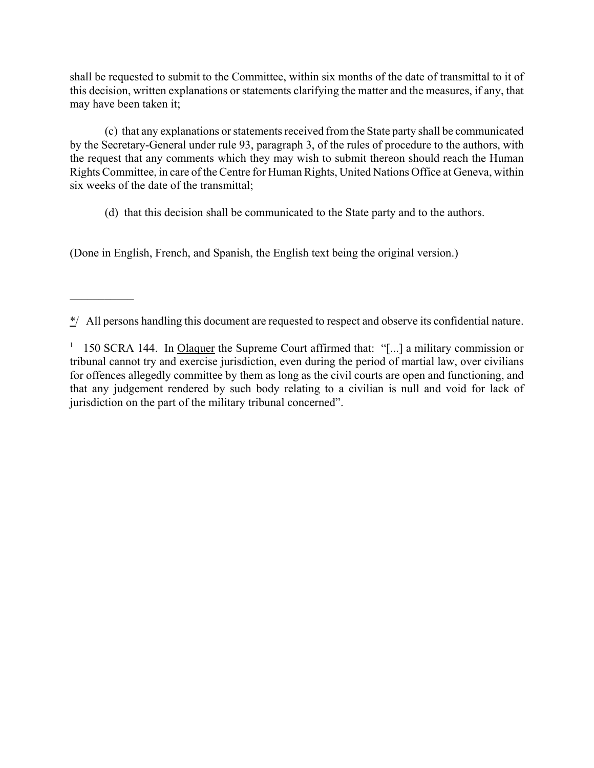shall be requested to submit to the Committee, within six months of the date of transmittal to it of this decision, written explanations or statements clarifying the matter and the measures, if any, that may have been taken it;

(c) that any explanations or statements received from the State party shall be communicated by the Secretary-General under rule 93, paragraph 3, of the rules of procedure to the authors, with the request that any comments which they may wish to submit thereon should reach the Human Rights Committee, in care of the Centre for Human Rights, United Nations Office at Geneva, within six weeks of the date of the transmittal;

(d) that this decision shall be communicated to the State party and to the authors.

(Done in English, French, and Spanish, the English text being the original version.)

---

*/ All persons handling this document are requested to respect and observe its confidential nature.

[1] 150 SCRA 144. In Olaquer the Supreme Court affirmed that: "[...] a military commission or tribunal cannot try and exercise jurisdiction, even during the period of martial law, over civilians for offences allegedly committee by them as long as the civil courts are open and functioning, and that any judgement rendered by such body relating to a civilian is null and void for lack of jurisdiction on the part of the military tribunal concerned".